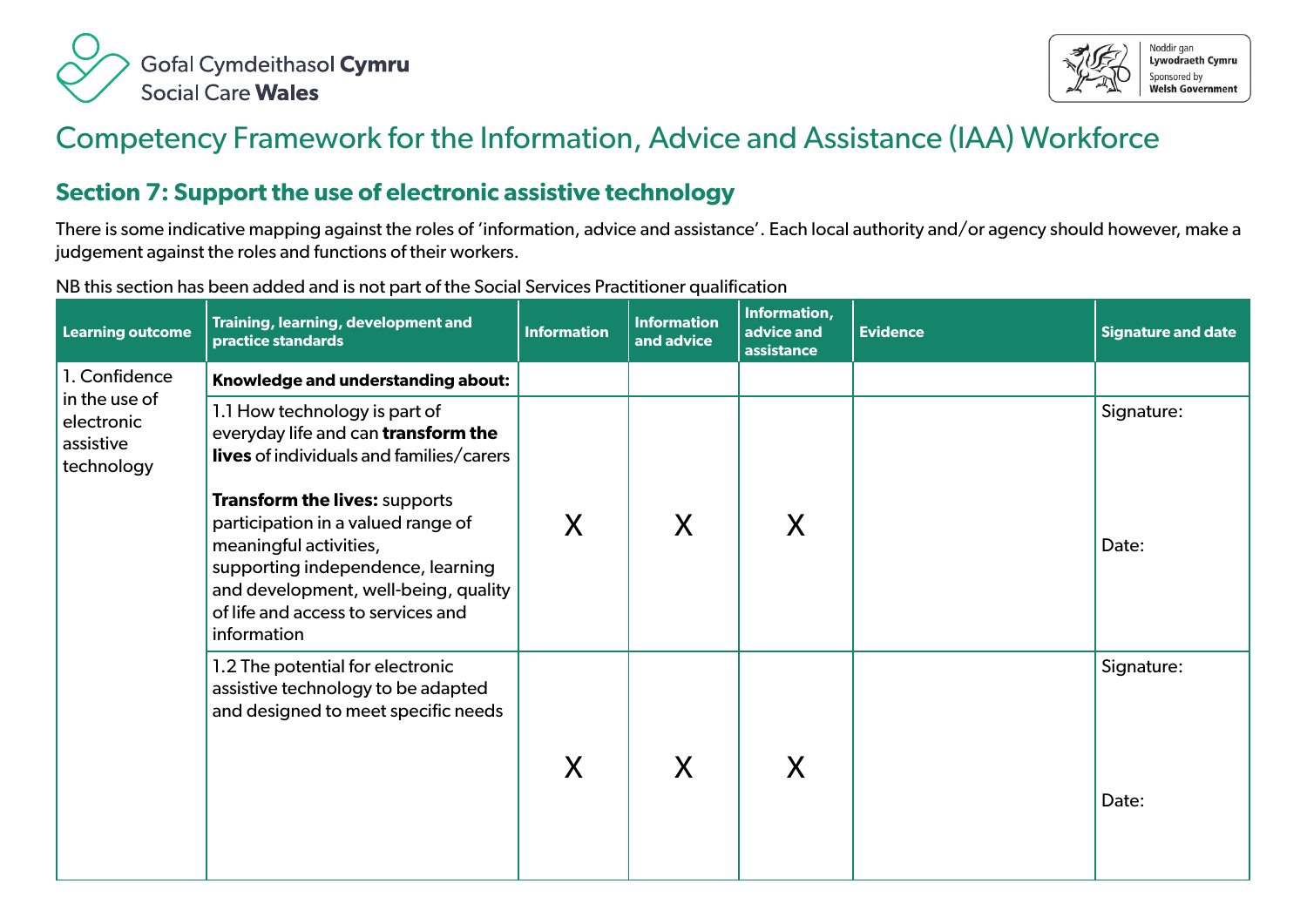Gofal Cymdeithasol **Cymru**
Social Care **Wales**

Noddir gan **Lywodraeth Cymru**
Sponsored by **Welsh Government**

# Competency Framework for the Information, Advice and Assistance (IAA) Workforce

## Section 7: Support the use of electronic assistive technology

There is some indicative mapping against the roles of 'information, advice and assistance'. Each local authority and/or agency should however, make a judgement against the roles and functions of their workers.

NB this section has been added and is not part of the Social Services Practitioner qualification

| Learning outcome | Training, learning, development and practice standards | Information | Information and advice | Information, advice and assistance | Evidence | Signature and date |
|---|---|---|---|---|---|---|
| 1. Confidence in the use of electronic assistive technology | **Knowledge and understanding about:** | | | | | |
| | 1.1 How technology is part of everyday life and can **transform the lives** of individuals and families/carers<br><br>**Transform the lives:** supports participation in a valued range of meaningful activities, supporting independence, learning and development, well-being, quality of life and access to services and information | X | X | X | | Signature:<br><br>Date: |
| | 1.2 The potential for electronic assistive technology to be adapted and designed to meet specific needs | X | X | X | | Signature:<br><br>Date: |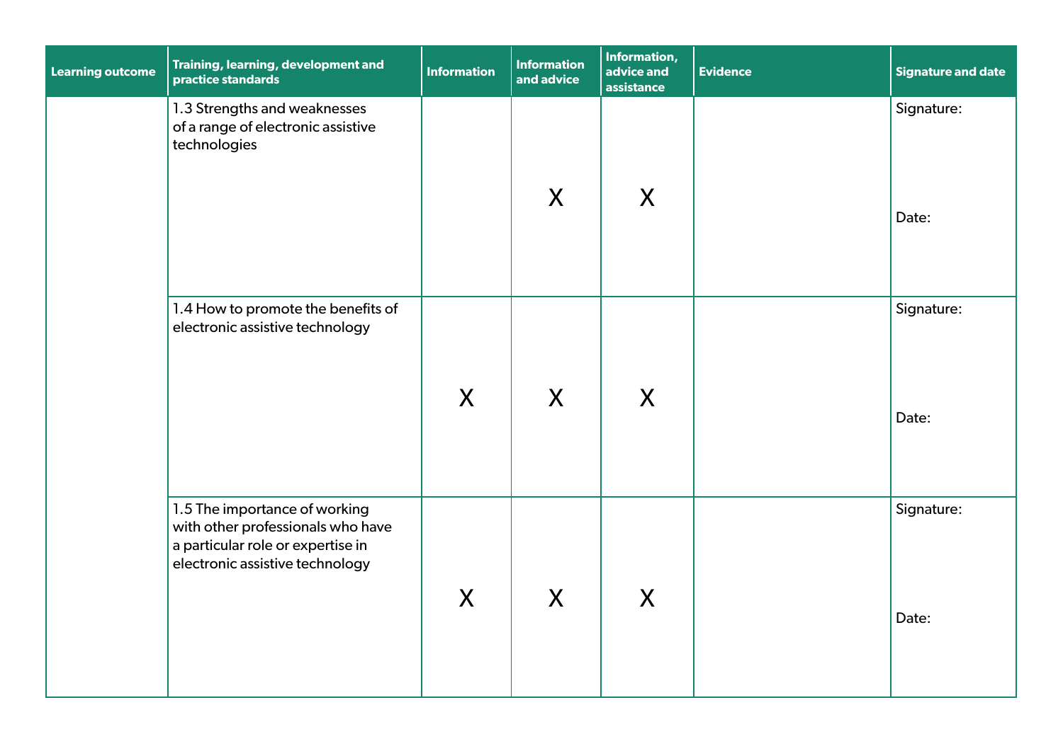| Learning outcome | Training, learning, development and practice standards | Information | Information and advice | Information, advice and assistance | Evidence | Signature and date |
|---|---|---|---|---|---|---|
| | 1.3 Strengths and weaknesses of a range of electronic assistive technologies | | X | X | | Signature:<br><br>Date: |
| | 1.4 How to promote the benefits of electronic assistive technology | X | X | X | | Signature:<br><br>Date: |
| | 1.5 The importance of working with other professionals who have a particular role or expertise in electronic assistive technology | X | X | X | | Signature:<br><br>Date: |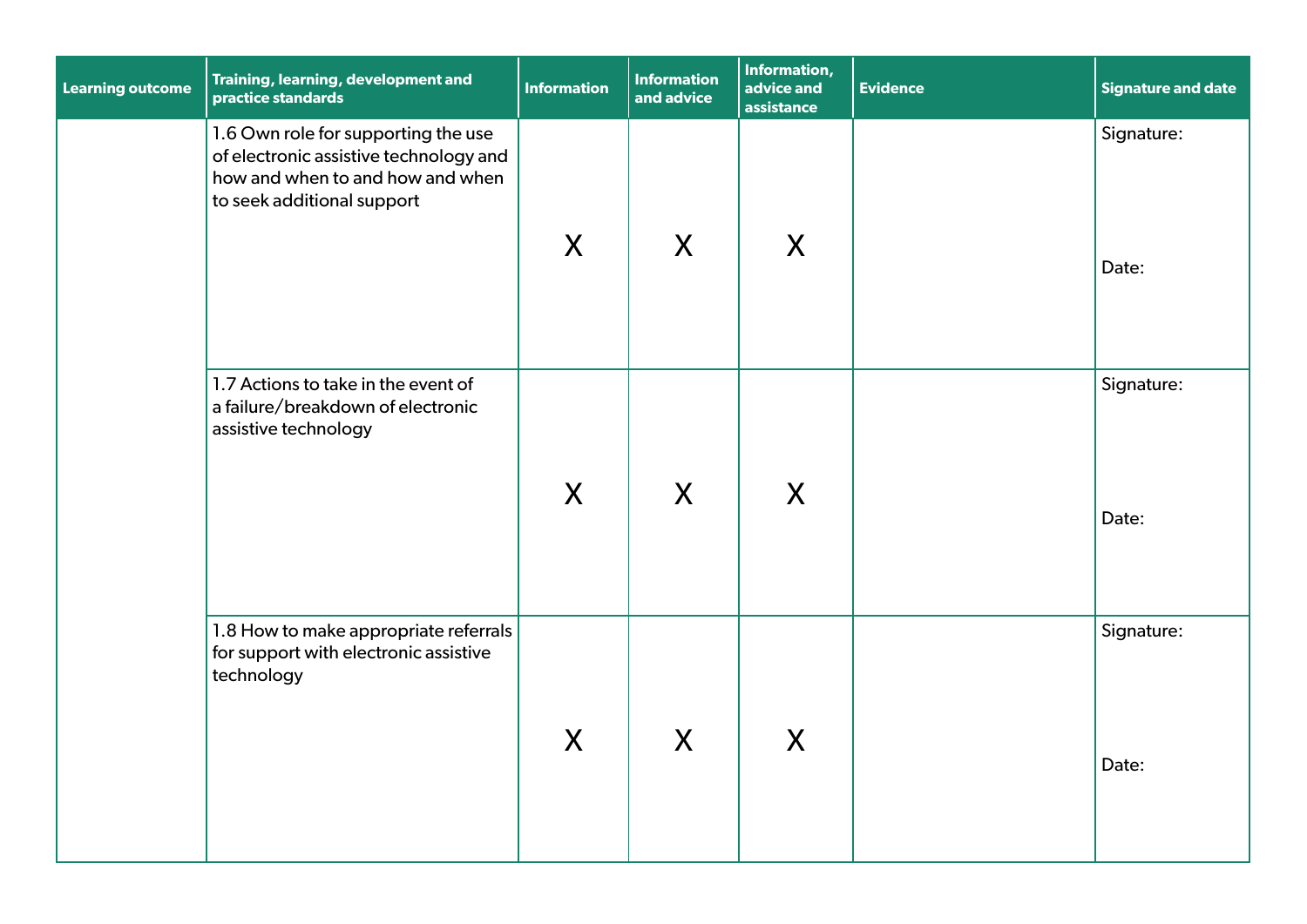| Learning outcome | Training, learning, development and practice standards | Information | Information and advice | Information, advice and assistance | Evidence | Signature and date |
|---|---|---|---|---|---|---|
| | 1.6 Own role for supporting the use of electronic assistive technology and how and when to and how and when to seek additional support | X | X | X | | Signature:<br><br>Date: |
| | 1.7 Actions to take in the event of a failure/breakdown of electronic assistive technology | X | X | X | | Signature:<br><br>Date: |
| | 1.8 How to make appropriate referrals for support with electronic assistive technology | X | X | X | | Signature:<br><br>Date: |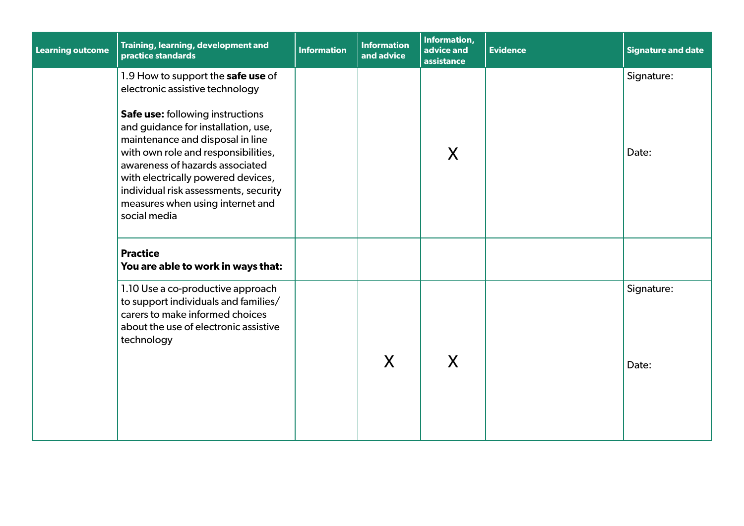| Learning outcome | Training, learning, development and practice standards | Information | Information and advice | Information, advice and assistance | Evidence | Signature and date |
|---|---|---|---|---|---|---|
| | 1.9 How to support the **safe use** of electronic assistive technology<br><br>**Safe use:** following instructions and guidance for installation, use, maintenance and disposal in line with own role and responsibilities, awareness of hazards associated with electrically powered devices, individual risk assessments, security measures when using internet and social media | | | X | | Signature:<br><br>Date: |
| | **Practice**<br>**You are able to work in ways that:** | | | | | |
| | 1.10 Use a co-productive approach to support individuals and families/carers to make informed choices about the use of electronic assistive technology | | X | X | | Signature:<br><br>Date: |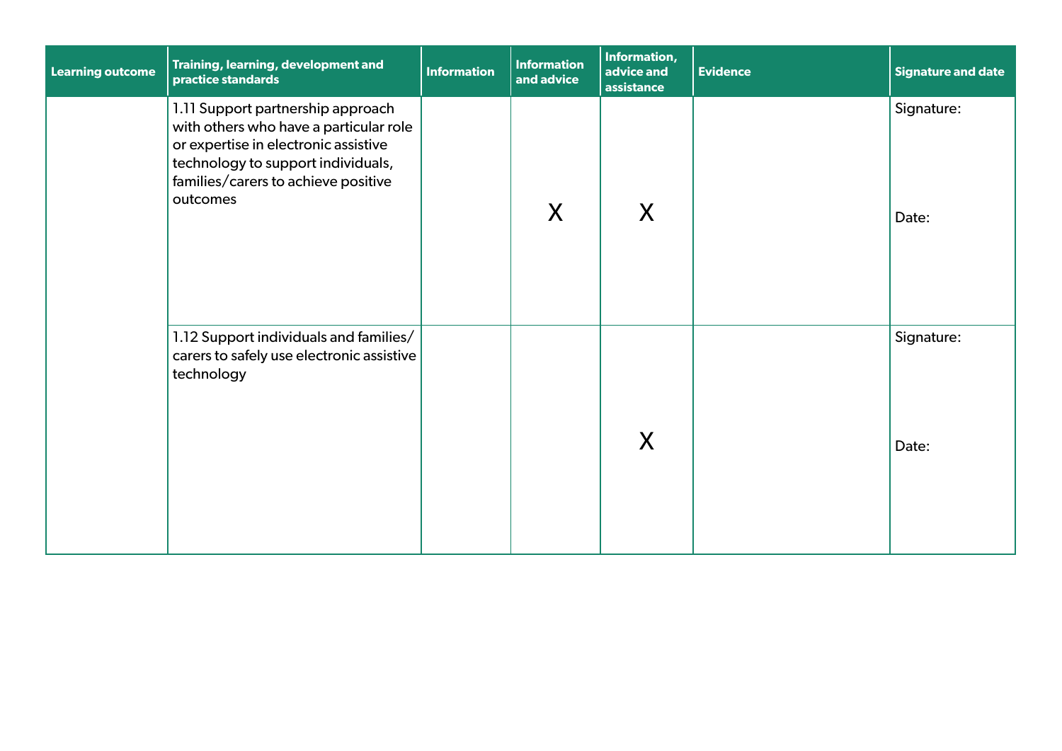| Learning outcome | Training, learning, development and practice standards | Information | Information and advice | Information, advice and assistance | Evidence | Signature and date |
|---|---|---|---|---|---|---|
| | 1.11 Support partnership approach with others who have a particular role or expertise in electronic assistive technology to support individuals, families/carers to achieve positive outcomes | | X | X | | Signature:<br><br>Date: |
| | 1.12 Support individuals and families/carers to safely use electronic assistive technology | | | X | | Signature:<br><br>Date: |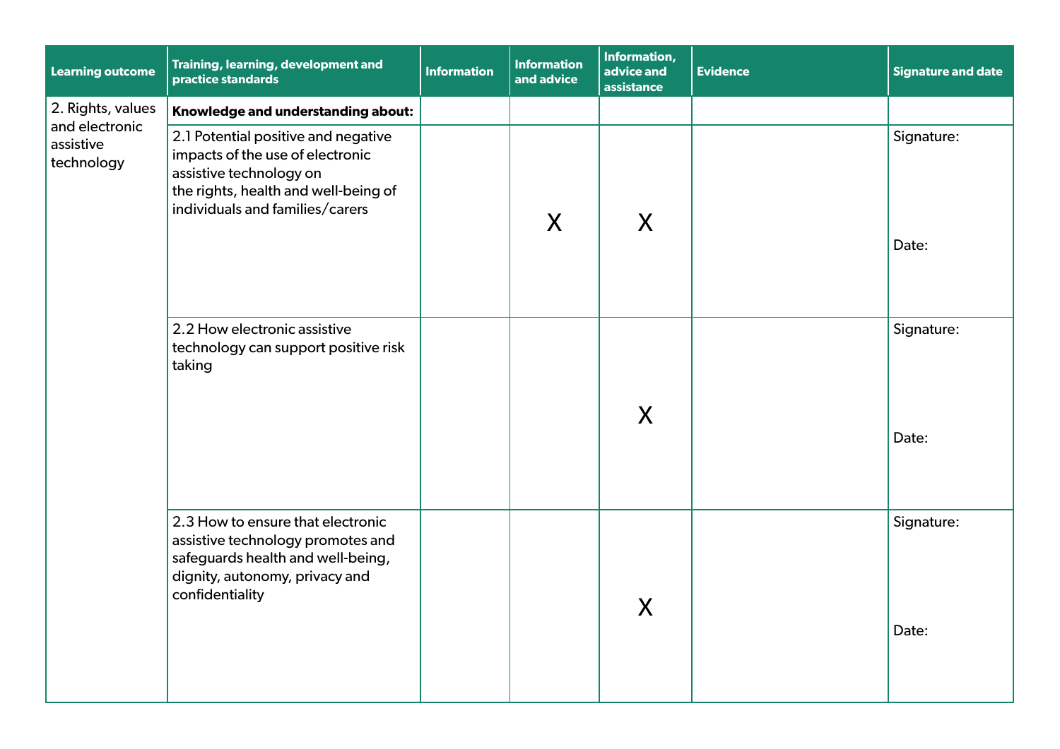| Learning outcome | Training, learning, development and practice standards | Information | Information and advice | Information, advice and assistance | Evidence | Signature and date |
|---|---|---|---|---|---|---|
| 2. Rights, values and electronic assistive technology | **Knowledge and understanding about:** | | | | | |
| | 2.1 Potential positive and negative impacts of the use of electronic assistive technology on the rights, health and well-being of individuals and families/carers | | X | X | | Signature: Date: |
| | 2.2 How electronic assistive technology can support positive risk taking | | | X | | Signature: Date: |
| | 2.3 How to ensure that electronic assistive technology promotes and safeguards health and well-being, dignity, autonomy, privacy and confidentiality | | | X | | Signature: Date: |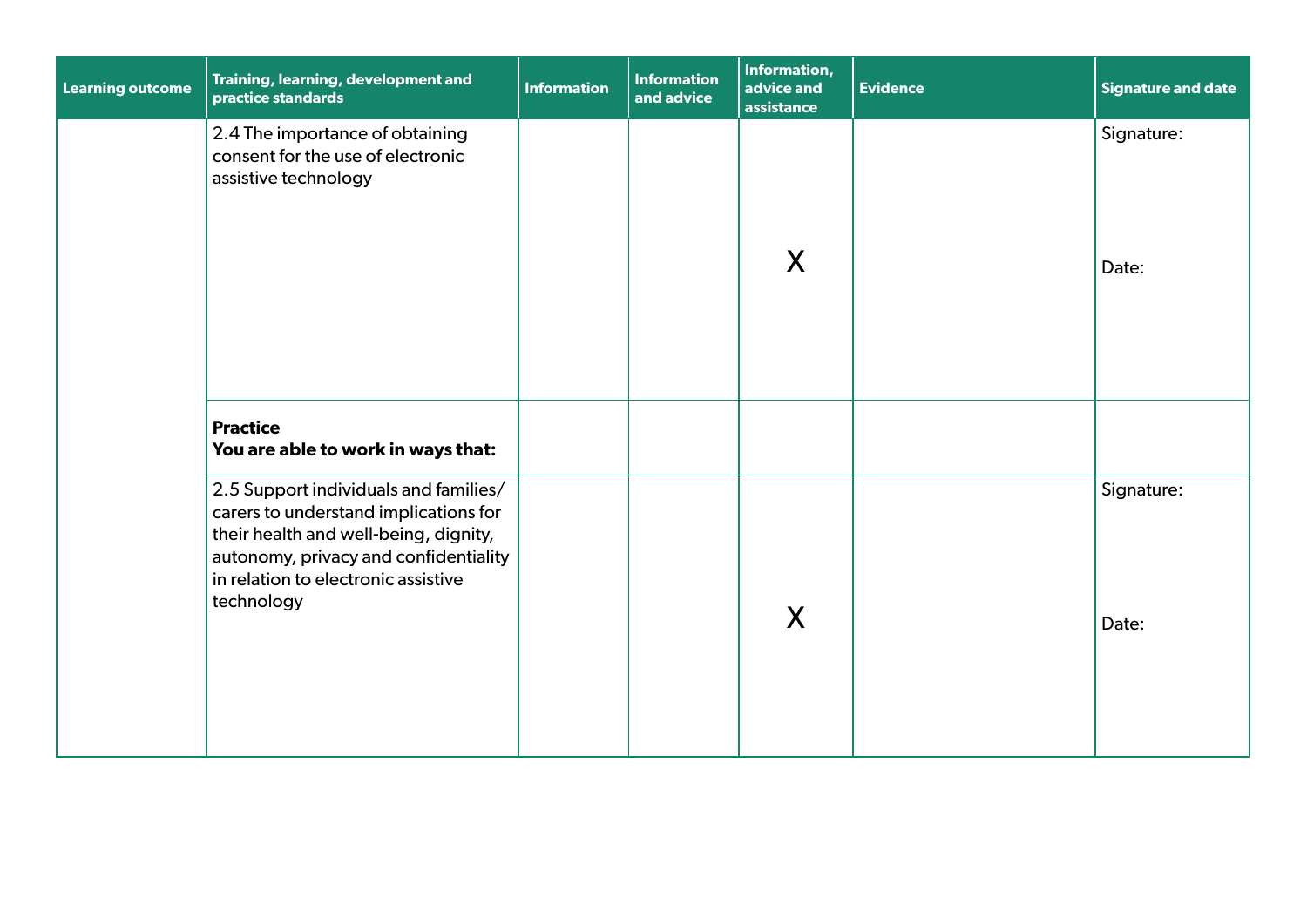| Learning outcome | Training, learning, development and practice standards | Information | Information and advice | Information, advice and assistance | Evidence | Signature and date |
| --- | --- | --- | --- | --- | --- | --- |
| | 2.4 The importance of obtaining consent for the use of electronic assistive technology | | | X | | Signature:<br><br>Date: |
| | **Practice**<br>**You are able to work in ways that:** | | | | | |
| | 2.5 Support individuals and families/carers to understand implications for their health and well-being, dignity, autonomy, privacy and confidentiality in relation to electronic assistive technology | | | X | | Signature:<br><br>Date: |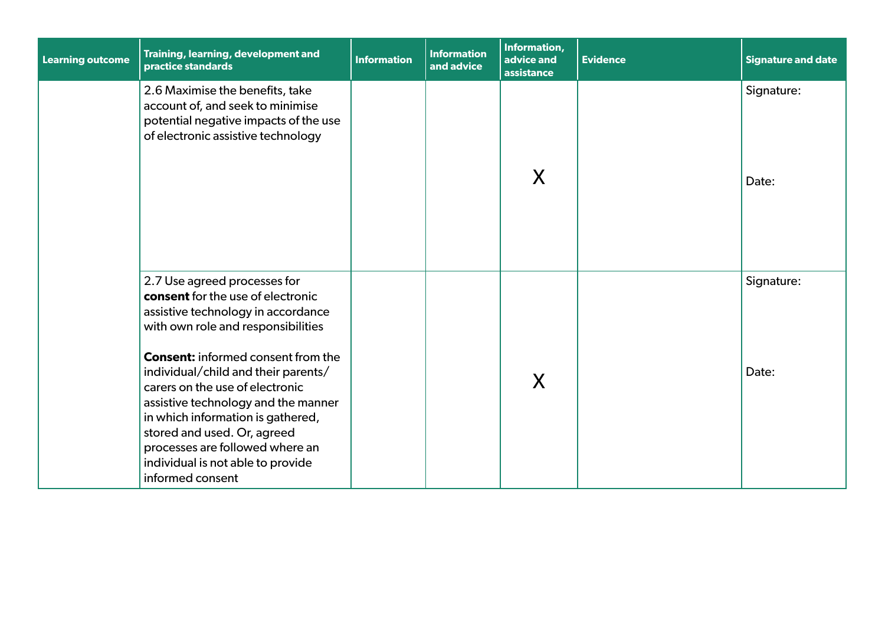| Learning outcome | Training, learning, development and practice standards | Information | Information and advice | Information, advice and assistance | Evidence | Signature and date |
|---|---|---|---|---|---|---|
| | 2.6 Maximise the benefits, take account of, and seek to minimise potential negative impacts of the use of electronic assistive technology | | | X | | Signature:<br><br>Date: |
| | 2.7 Use agreed processes for **consent** for the use of electronic assistive technology in accordance with own role and responsibilities<br><br>**Consent:** informed consent from the individual/child and their parents/carers on the use of electronic assistive technology and the manner in which information is gathered, stored and used. Or, agreed processes are followed where an individual is not able to provide informed consent | | | X | | Signature:<br><br>Date: |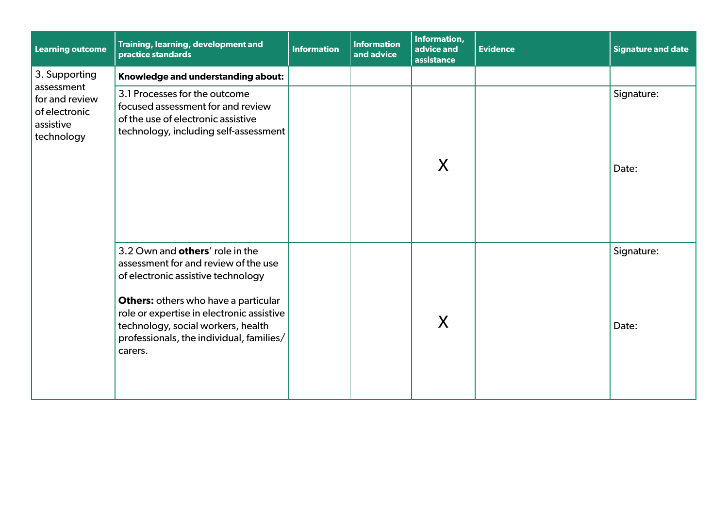| Learning outcome | Training, learning, development and practice standards | Information | Information and advice | Information, advice and assistance | Evidence | Signature and date |
|---|---|---|---|---|---|---|
| 3. Supporting assessment for and review of electronic assistive technology | **Knowledge and understanding about:** | | | | | |
| | 3.1 Processes for the outcome focused assessment for and review of the use of electronic assistive technology, including self-assessment | | | X | | Signature:<br><br>Date: |
| | 3.2 Own and **others**' role in the assessment for and review of the use of electronic assistive technology<br><br>**Others:** others who have a particular role or expertise in electronic assistive technology, social workers, health professionals, the individual, families/carers. | | | X | | Signature:<br><br>Date: |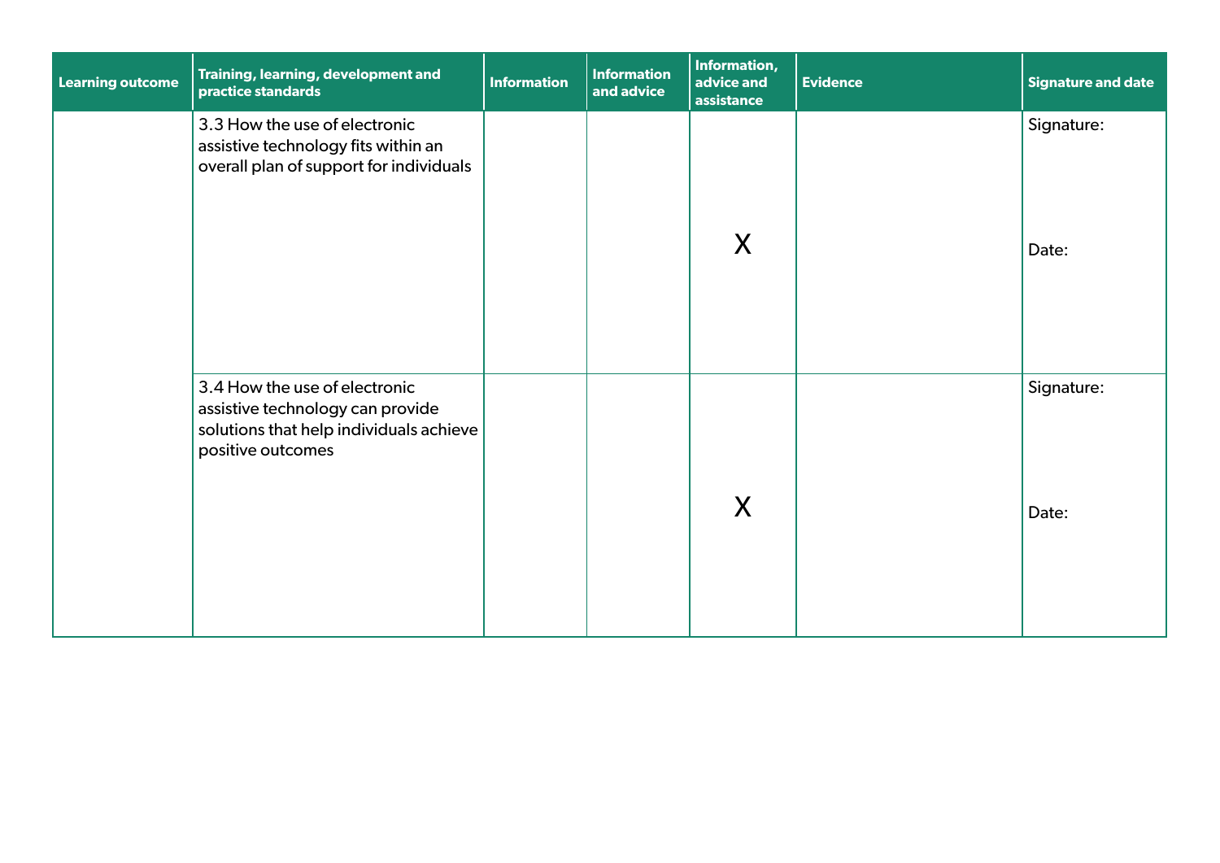| Learning outcome | Training, learning, development and practice standards | Information | Information and advice | Information, advice and assistance | Evidence | Signature and date |
|---|---|---|---|---|---|---|
| | 3.3 How the use of electronic assistive technology fits within an overall plan of support for individuals | | | X | | Signature: Date: |
| | 3.4 How the use of electronic assistive technology can provide solutions that help individuals achieve positive outcomes | | | X | | Signature: Date: |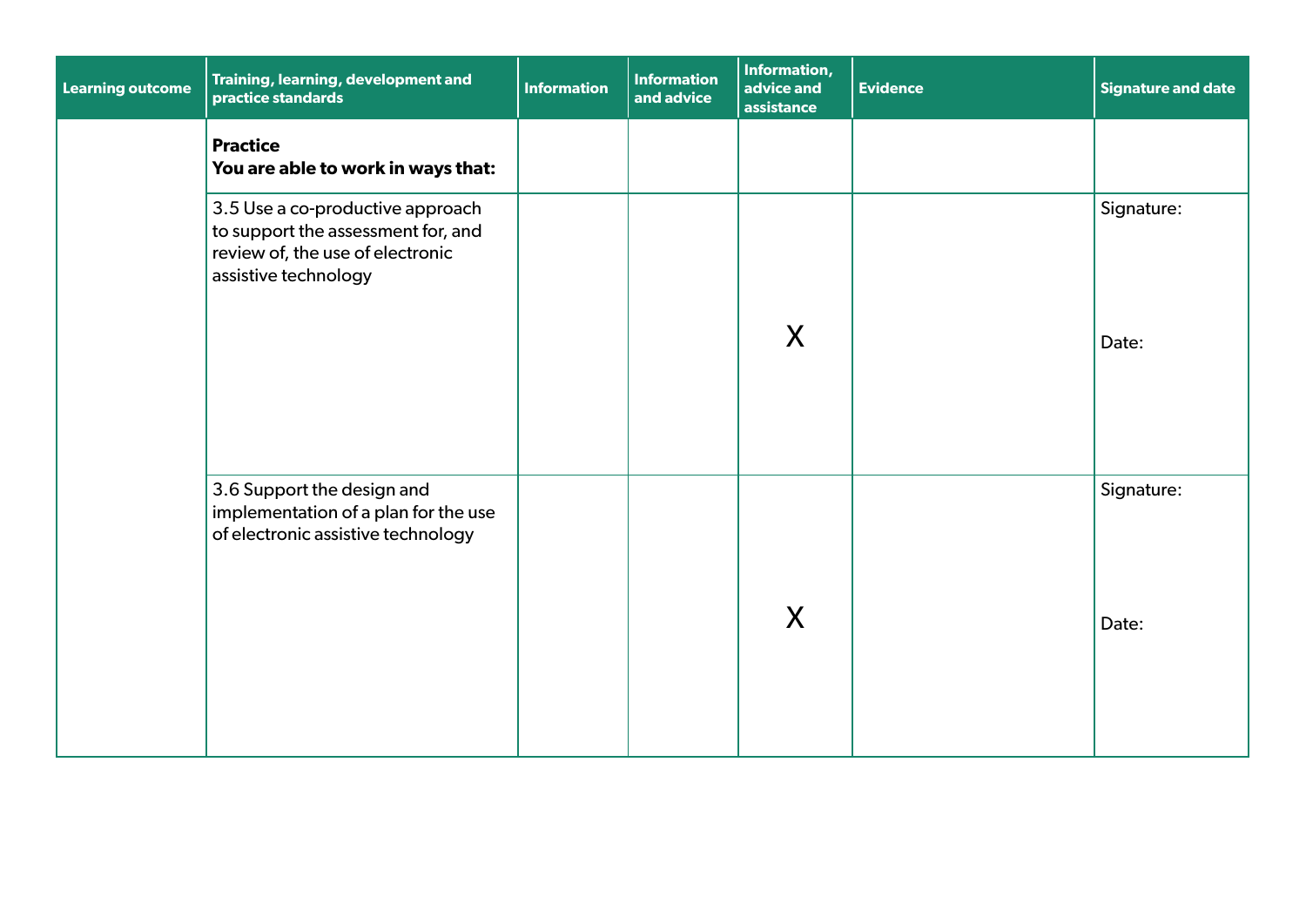| Learning outcome | Training, learning, development and practice standards | Information | Information and advice | Information, advice and assistance | Evidence | Signature and date |
|---|---|---|---|---|---|---|
| | **Practice<br>You are able to work in ways that:** | | | | | |
| | 3.5 Use a co-productive approach to support the assessment for, and review of, the use of electronic assistive technology | | | X | | Signature:<br><br>Date: |
| | 3.6 Support the design and implementation of a plan for the use of electronic assistive technology | | | X | | Signature:<br><br>Date: |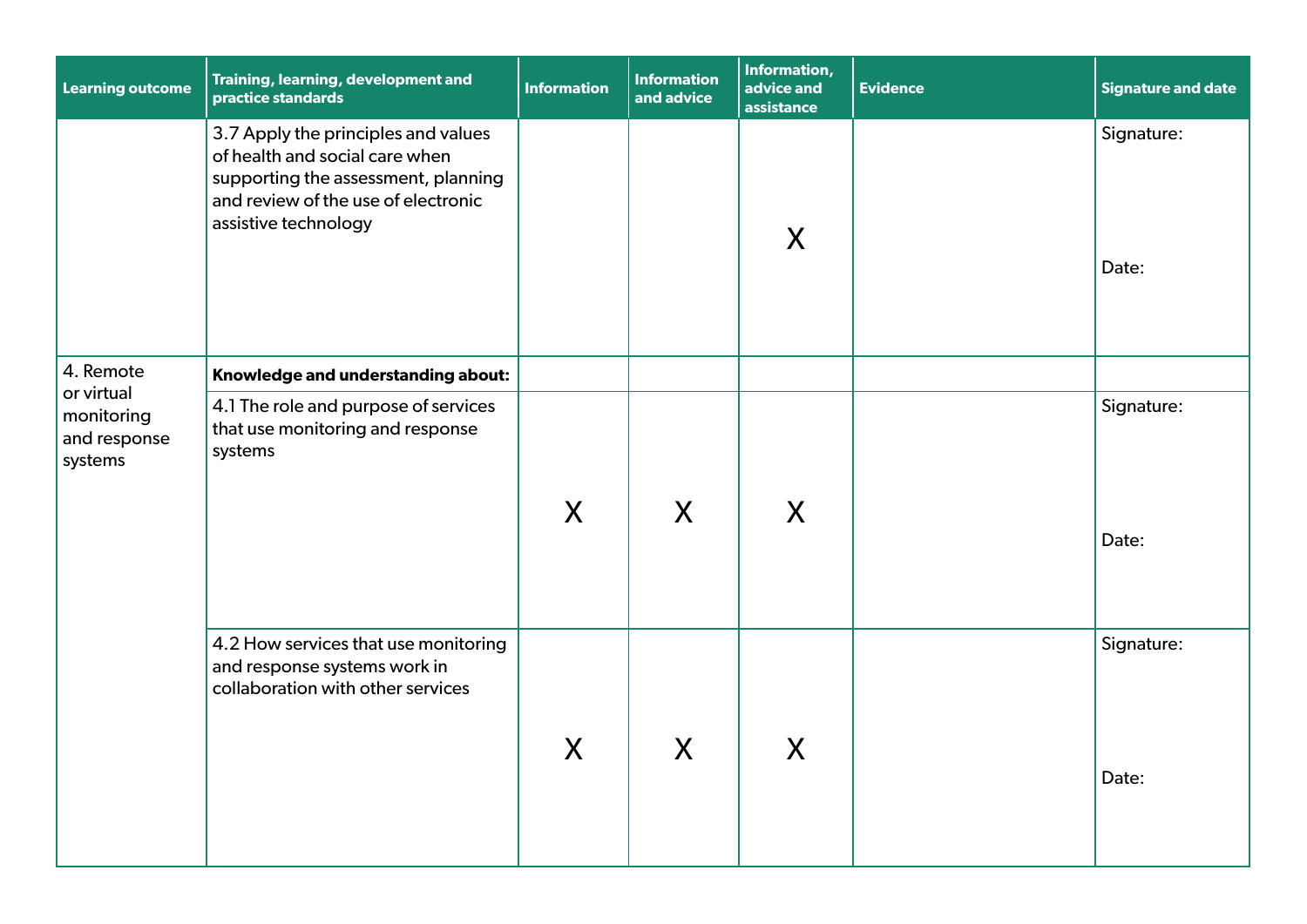| Learning outcome | Training, learning, development and practice standards | Information | Information and advice | Information, advice and assistance | Evidence | Signature and date |
|---|---|---|---|---|---|---|
| | 3.7 Apply the principles and values of health and social care when supporting the assessment, planning and review of the use of electronic assistive technology | | | X | | Signature: Date: |
| 4. Remote or virtual monitoring and response systems | **Knowledge and understanding about:** | | | | | |
| | 4.1 The role and purpose of services that use monitoring and response systems | X | X | X | | Signature: Date: |
| | 4.2 How services that use monitoring and response systems work in collaboration with other services | X | X | X | | Signature: Date: |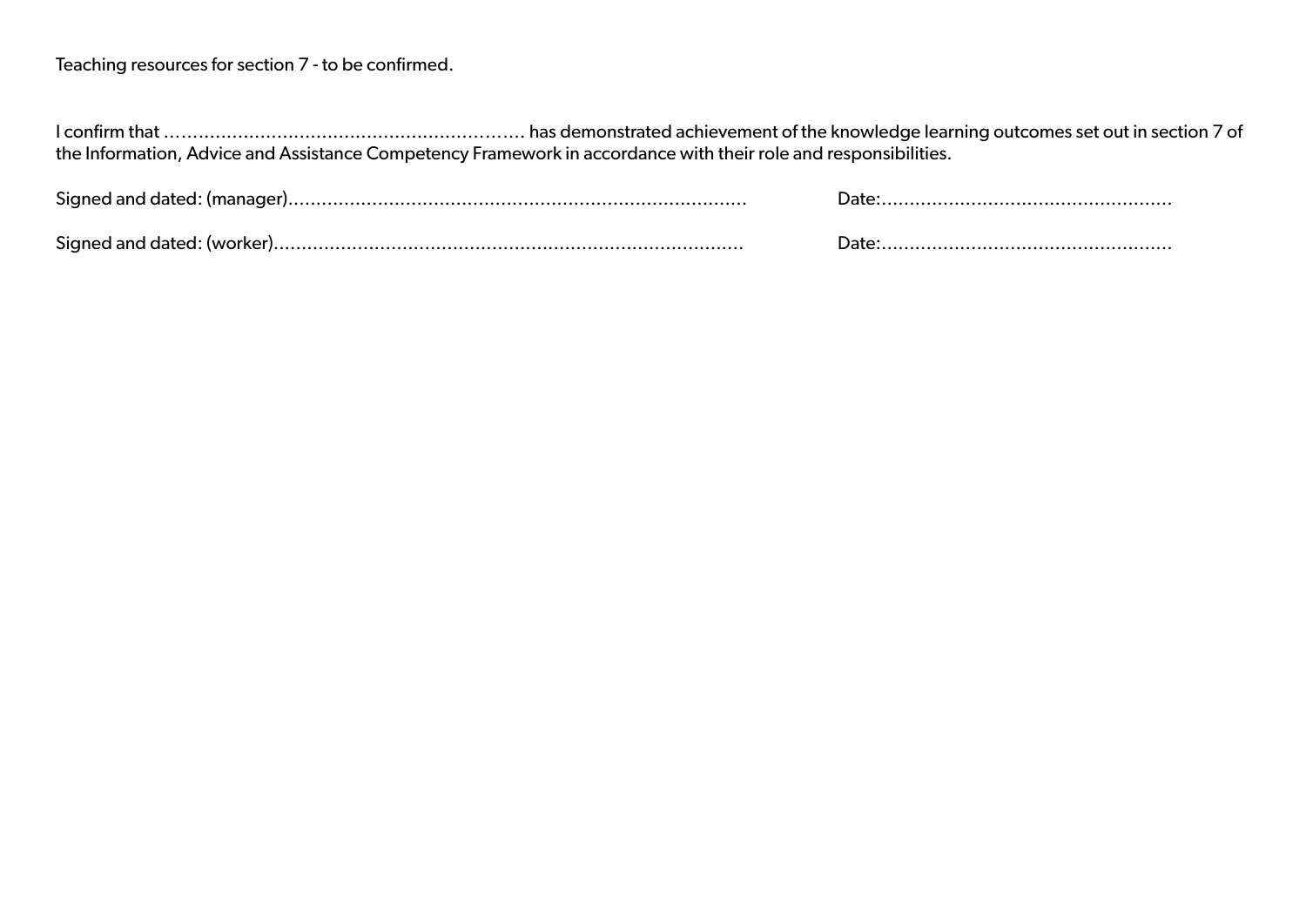Teaching resources for section 7 - to be confirmed.

I confirm that ……………………………………………………… has demonstrated achievement of the knowledge learning outcomes set out in section 7 of the Information, Advice and Assistance Competency Framework in accordance with their role and responsibilities.

Signed and dated: (manager)……………………………………………………………………… Date:……………………………………………

Signed and dated: (worker)………………………………………………………………………… Date:……………………………………………